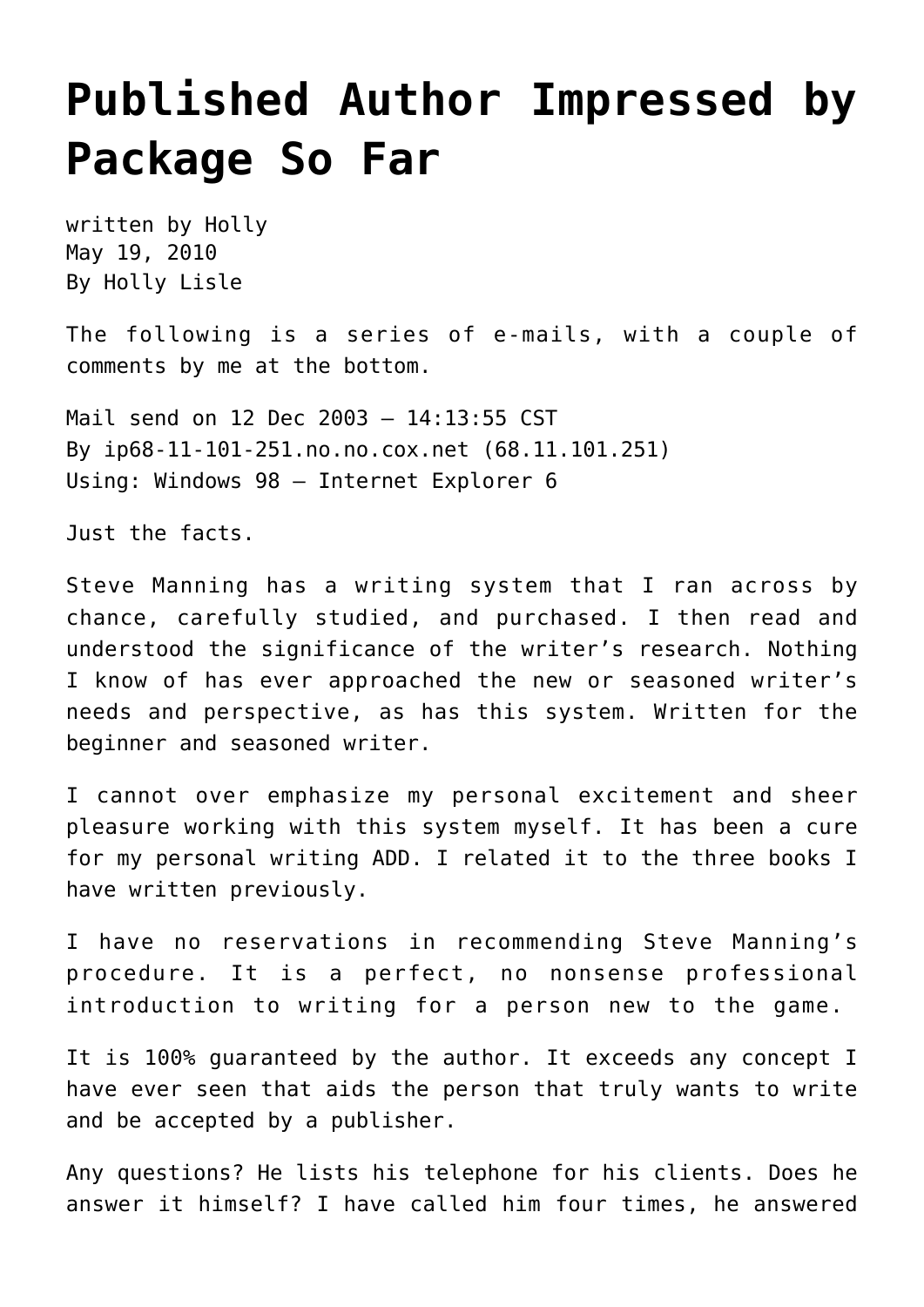# Published Author Impressed by Package So Far

written by Holly
May 19, 2010
By Holly Lisle

The following is a series of e-mails, with a couple of comments by me at the bottom.

Mail send on 12 Dec 2003 – 14:13:55 CST
By ip68-11-101-251.no.no.cox.net (68.11.101.251)
Using: Windows 98 – Internet Explorer 6

Just the facts.

Steve Manning has a writing system that I ran across by chance, carefully studied, and purchased. I then read and understood the significance of the writer's research. Nothing I know of has ever approached the new or seasoned writer's needs and perspective, as has this system. Written for the beginner and seasoned writer.

I cannot over emphasize my personal excitement and sheer pleasure working with this system myself. It has been a cure for my personal writing ADD. I related it to the three books I have written previously.

I have no reservations in recommending Steve Manning's procedure. It is a perfect, no nonsense professional introduction to writing for a person new to the game.

It is 100% guaranteed by the author. It exceeds any concept I have ever seen that aids the person that truly wants to write and be accepted by a publisher.

Any questions? He lists his telephone for his clients. Does he answer it himself? I have called him four times, he answered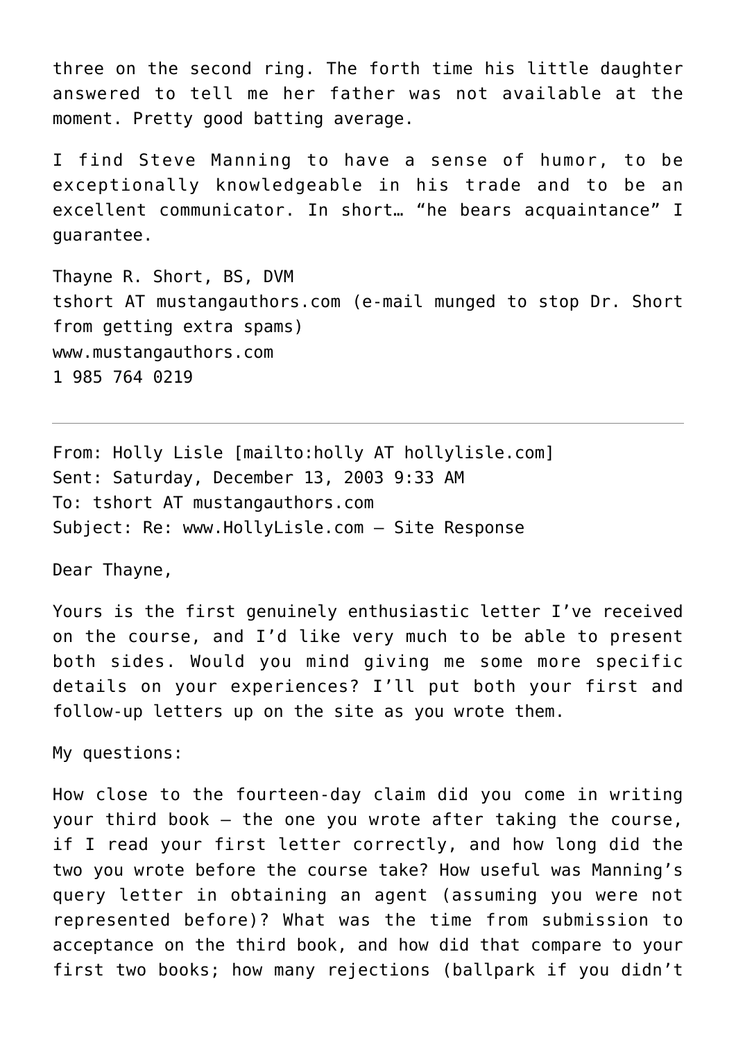three on the second ring. The forth time his little daughter answered to tell me her father was not available at the moment. Pretty good batting average.

I find Steve Manning to have a sense of humor, to be exceptionally knowledgeable in his trade and to be an excellent communicator. In short… "he bears acquaintance" I guarantee.

Thayne R. Short, BS, DVM
tshort AT mustangauthors.com (e-mail munged to stop Dr. Short from getting extra spams)
www.mustangauthors.com
1 985 764 0219

---

From: Holly Lisle [mailto:holly AT hollylisle.com]
Sent: Saturday, December 13, 2003 9:33 AM
To: tshort AT mustangauthors.com
Subject: Re: www.HollyLisle.com – Site Response

Dear Thayne,

Yours is the first genuinely enthusiastic letter I've received on the course, and I'd like very much to be able to present both sides. Would you mind giving me some more specific details on your experiences? I'll put both your first and follow-up letters up on the site as you wrote them.

My questions:

How close to the fourteen-day claim did you come in writing your third book — the one you wrote after taking the course, if I read your first letter correctly, and how long did the two you wrote before the course take? How useful was Manning's query letter in obtaining an agent (assuming you were not represented before)? What was the time from submission to acceptance on the third book, and how did that compare to your first two books; how many rejections (ballpark if you didn't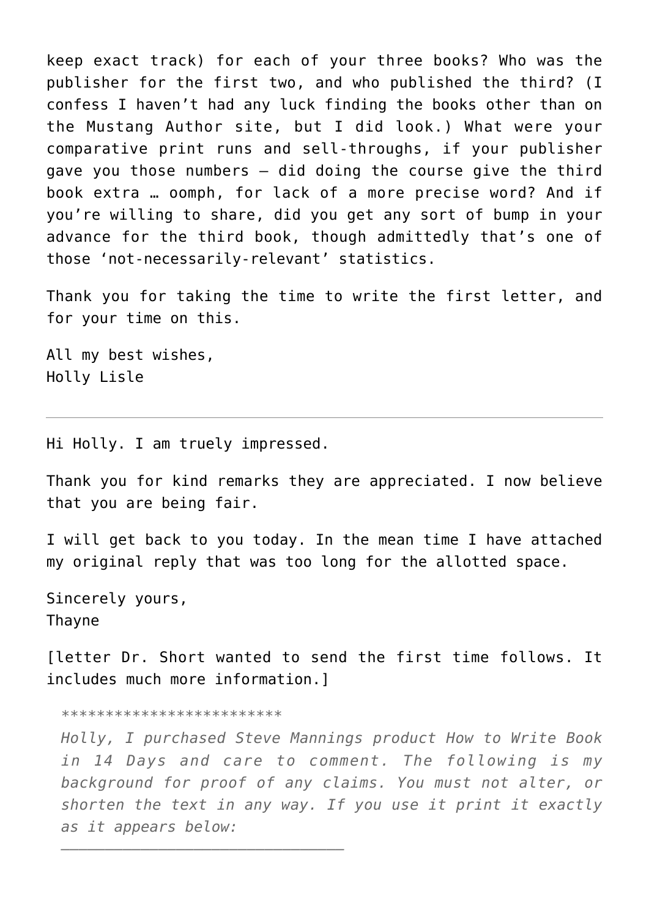keep exact track) for each of your three books? Who was the publisher for the first two, and who published the third? (I confess I haven't had any luck finding the books other than on the Mustang Author site, but I did look.) What were your comparative print runs and sell-throughs, if your publisher gave you those numbers — did doing the course give the third book extra … oomph, for lack of a more precise word? And if you're willing to share, did you get any sort of bump in your advance for the third book, though admittedly that's one of those 'not-necessarily-relevant' statistics.

Thank you for taking the time to write the first letter, and for your time on this.

All my best wishes,
Holly Lisle

---

Hi Holly. I am truely impressed.

Thank you for kind remarks they are appreciated. I now believe that you are being fair.

I will get back to you today. In the mean time I have attached my original reply that was too long for the allotted space.

Sincerely yours,
Thayne

[letter Dr. Short wanted to send the first time follows. It includes much more information.]

> *************************
>
> *Holly, I purchased Steve Mannings product How to Write Book in 14 Days and care to comment. The following is my background for proof of any claims. You must not alter, or shorten the text in any way. If you use it print it exactly as it appears below:*
>
> ________________________________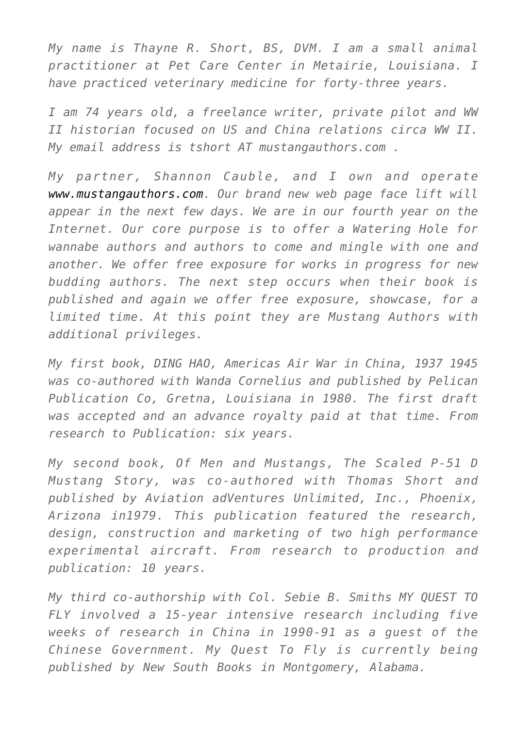*My name is Thayne R. Short, BS, DVM. I am a small animal practitioner at Pet Care Center in Metairie, Louisiana. I have practiced veterinary medicine for forty-three years.*

*I am 74 years old, a freelance writer, private pilot and WW II historian focused on US and China relations circa WW II. My email address is tshort AT mustangauthors.com .*

*My partner, Shannon Cauble, and I own and operate* www.mustangauthors.com*. Our brand new web page face lift will appear in the next few days. We are in our fourth year on the Internet. Our core purpose is to offer a Watering Hole for wannabe authors and authors to come and mingle with one and another. We offer free exposure for works in progress for new budding authors. The next step occurs when their book is published and again we offer free exposure, showcase, for a limited time. At this point they are Mustang Authors with additional privileges.*

*My first book, DING HAO, Americas Air War in China, 1937 1945 was co-authored with Wanda Cornelius and published by Pelican Publication Co, Gretna, Louisiana in 1980. The first draft was accepted and an advance royalty paid at that time. From research to Publication: six years.*

*My second book, Of Men and Mustangs, The Scaled P-51 D Mustang Story, was co-authored with Thomas Short and published by Aviation adVentures Unlimited, Inc., Phoenix, Arizona in1979. This publication featured the research, design, construction and marketing of two high performance experimental aircraft. From research to production and publication: 10 years.*

*My third co-authorship with Col. Sebie B. Smiths MY QUEST TO FLY involved a 15-year intensive research including five weeks of research in China in 1990-91 as a guest of the Chinese Government. My Quest To Fly is currently being published by New South Books in Montgomery, Alabama.*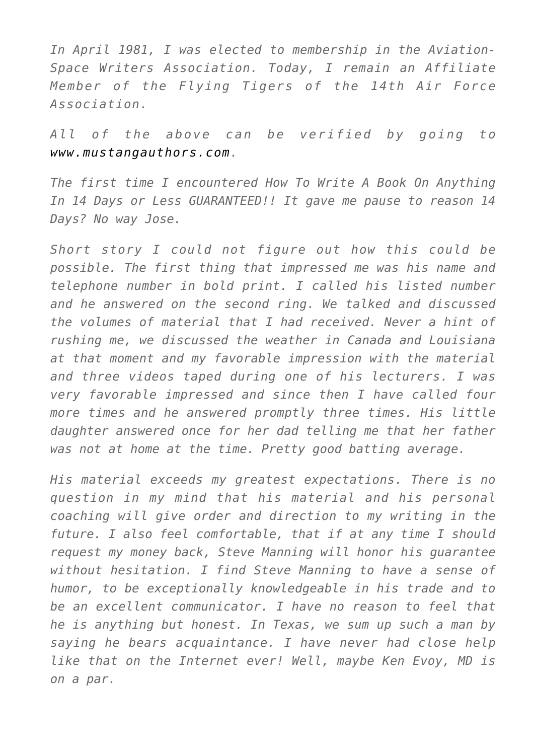*In April 1981, I was elected to membership in the Aviation-Space Writers Association. Today, I remain an Affiliate Member of the Flying Tigers of the 14th Air Force Association.*

*All of the above can be verified by going to www.mustangauthors.com.*

*The first time I encountered How To Write A Book On Anything In 14 Days or Less GUARANTEED!! It gave me pause to reason 14 Days? No way Jose.*

*Short story I could not figure out how this could be possible. The first thing that impressed me was his name and telephone number in bold print. I called his listed number and he answered on the second ring. We talked and discussed the volumes of material that I had received. Never a hint of rushing me, we discussed the weather in Canada and Louisiana at that moment and my favorable impression with the material and three videos taped during one of his lecturers. I was very favorable impressed and since then I have called four more times and he answered promptly three times. His little daughter answered once for her dad telling me that her father was not at home at the time. Pretty good batting average.*

*His material exceeds my greatest expectations. There is no question in my mind that his material and his personal coaching will give order and direction to my writing in the future. I also feel comfortable, that if at any time I should request my money back, Steve Manning will honor his guarantee without hesitation. I find Steve Manning to have a sense of humor, to be exceptionally knowledgeable in his trade and to be an excellent communicator. I have no reason to feel that he is anything but honest. In Texas, we sum up such a man by saying he bears acquaintance. I have never had close help like that on the Internet ever! Well, maybe Ken Evoy, MD is on a par.*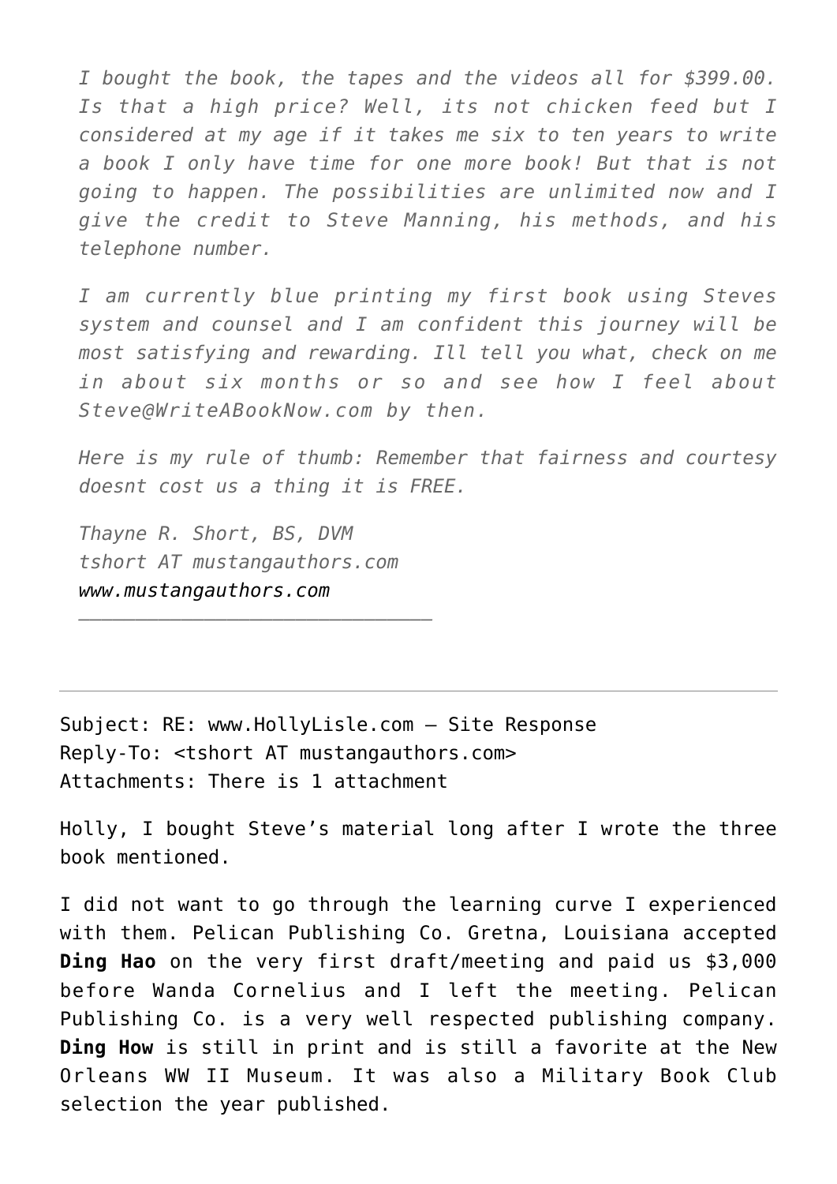*I bought the book, the tapes and the videos all for $399.00. Is that a high price? Well, its not chicken feed but I considered at my age if it takes me six to ten years to write a book I only have time for one more book! But that is not going to happen. The possibilities are unlimited now and I give the credit to Steve Manning, his methods, and his telephone number.*

*I am currently blue printing my first book using Steves system and counsel and I am confident this journey will be most satisfying and rewarding. Ill tell you what, check on me in about six months or so and see how I feel about Steve@WriteABookNow.com by then.*

*Here is my rule of thumb: Remember that fairness and courtesy doesnt cost us a thing it is FREE.*

*Thayne R. Short, BS, DVM*
*tshort AT mustangauthors.com*
*www.mustangauthors.com*
*______________________________*

---

Subject: RE: www.HollyLisle.com – Site Response
Reply-To: <tshort AT mustangauthors.com>
Attachments: There is 1 attachment

Holly, I bought Steve's material long after I wrote the three book mentioned.

I did not want to go through the learning curve I experienced with them. Pelican Publishing Co. Gretna, Louisiana accepted **Ding Hao** on the very first draft/meeting and paid us $3,000 before Wanda Cornelius and I left the meeting. Pelican Publishing Co. is a very well respected publishing company. **Ding How** is still in print and is still a favorite at the New Orleans WW II Museum. It was also a Military Book Club selection the year published.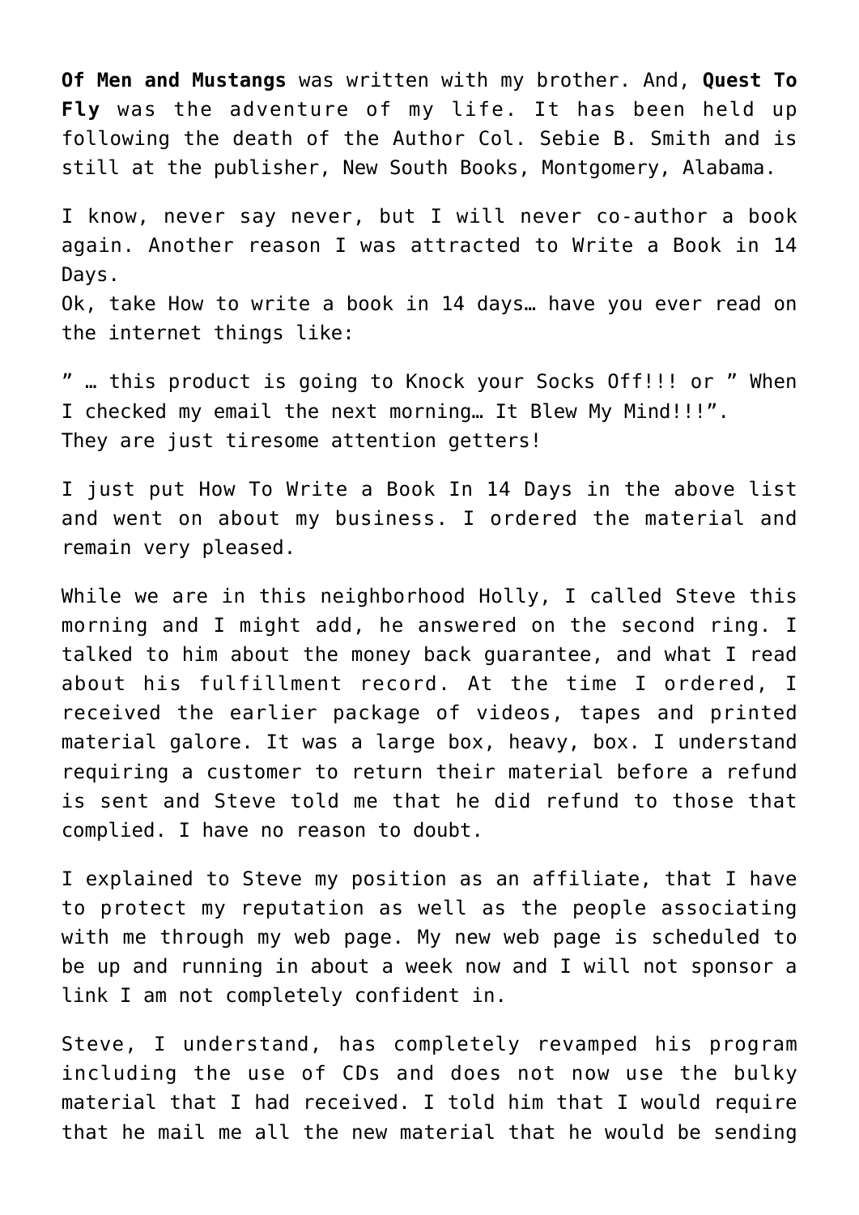**Of Men and Mustangs** was written with my brother. And, **Quest To Fly** was the adventure of my life. It has been held up following the death of the Author Col. Sebie B. Smith and is still at the publisher, New South Books, Montgomery, Alabama.

I know, never say never, but I will never co-author a book again. Another reason I was attracted to Write a Book in 14 Days.
Ok, take How to write a book in 14 days… have you ever read on the internet things like:

" … this product is going to Knock your Socks Off!!! or " When I checked my email the next morning… It Blew My Mind!!!".
They are just tiresome attention getters!

I just put How To Write a Book In 14 Days in the above list and went on about my business. I ordered the material and remain very pleased.

While we are in this neighborhood Holly, I called Steve this morning and I might add, he answered on the second ring. I talked to him about the money back guarantee, and what I read about his fulfillment record. At the time I ordered, I received the earlier package of videos, tapes and printed material galore. It was a large box, heavy, box. I understand requiring a customer to return their material before a refund is sent and Steve told me that he did refund to those that complied. I have no reason to doubt.

I explained to Steve my position as an affiliate, that I have to protect my reputation as well as the people associating with me through my web page. My new web page is scheduled to be up and running in about a week now and I will not sponsor a link I am not completely confident in.

Steve, I understand, has completely revamped his program including the use of CDs and does not now use the bulky material that I had received. I told him that I would require that he mail me all the new material that he would be sending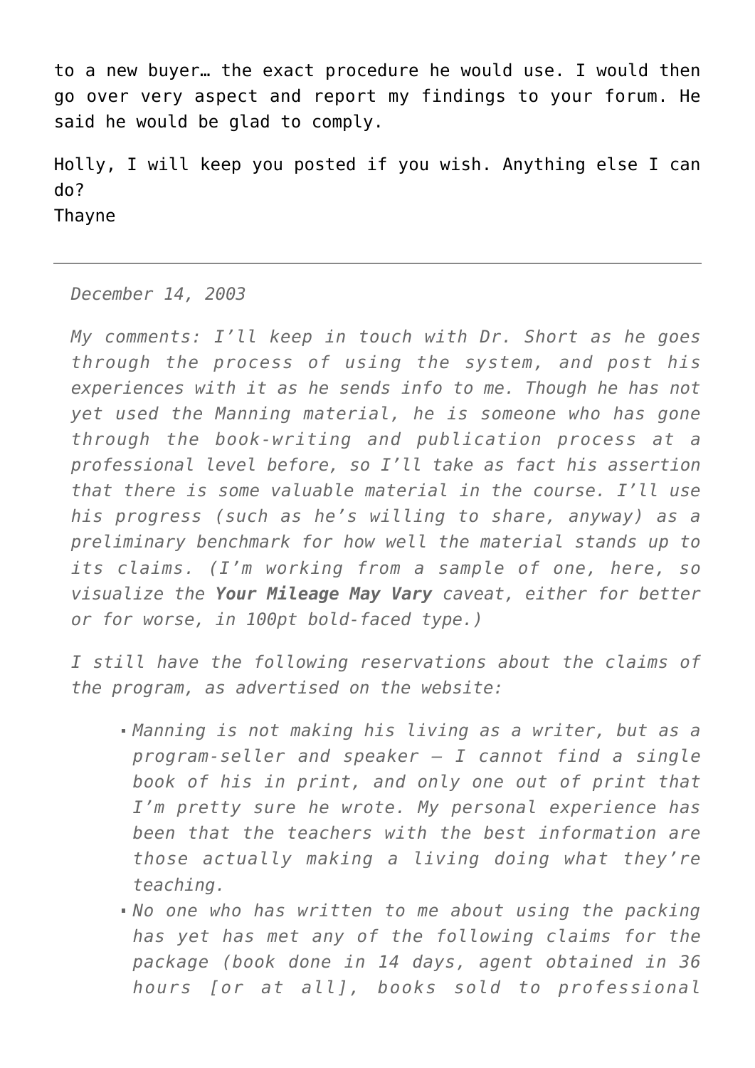to a new buyer… the exact procedure he would use. I would then go over very aspect and report my findings to your forum. He said he would be glad to comply.

Holly, I will keep you posted if you wish. Anything else I can do?
Thayne

---

*December 14, 2003*

*My comments: I'll keep in touch with Dr. Short as he goes through the process of using the system, and post his experiences with it as he sends info to me. Though he has not yet used the Manning material, he is someone who has gone through the book-writing and publication process at a professional level before, so I'll take as fact his assertion that there is some valuable material in the course. I'll use his progress (such as he's willing to share, anyway) as a preliminary benchmark for how well the material stands up to its claims. (I'm working from a sample of one, here, so visualize the* ***Your Mileage May Vary*** *caveat, either for better or for worse, in 100pt bold-faced type.)*

*I still have the following reservations about the claims of the program, as advertised on the website:*

- *Manning is not making his living as a writer, but as a program-seller and speaker — I cannot find a single book of his in print, and only one out of print that I'm pretty sure he wrote. My personal experience has been that the teachers with the best information are those actually making a living doing what they're teaching.*
- *No one who has written to me about using the packing has yet has met any of the following claims for the package (book done in 14 days, agent obtained in 36 hours [or at all], books sold to professional*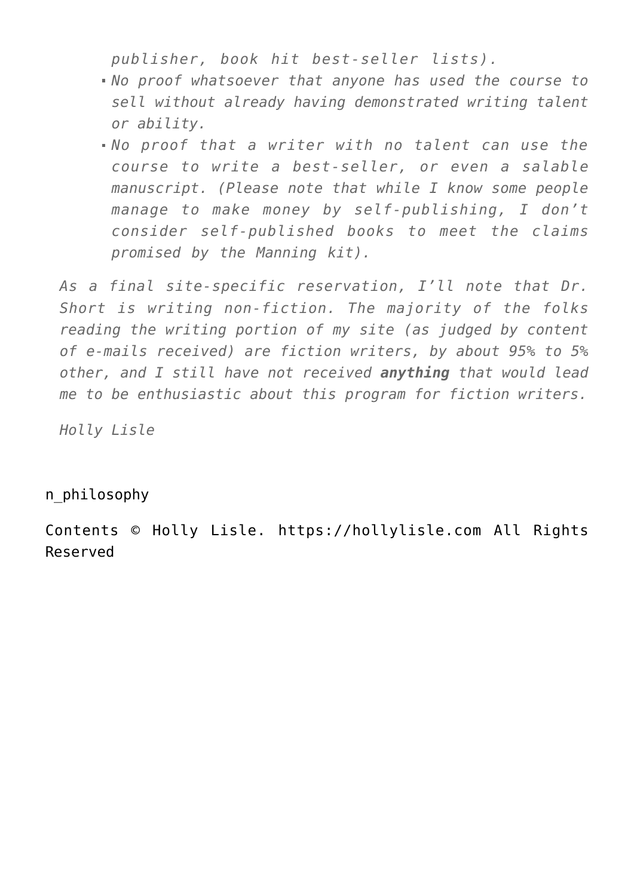*publisher, book hit best-seller lists).*

- *No proof whatsoever that anyone has used the course to sell without already having demonstrated writing talent or ability.*
- *No proof that a writer with no talent can use the course to write a best-seller, or even a salable manuscript. (Please note that while I know some people manage to make money by self-publishing, I don't consider self-published books to meet the claims promised by the Manning kit).*

*As a final site-specific reservation, I'll note that Dr. Short is writing non-fiction. The majority of the folks reading the writing portion of my site (as judged by content of e-mails received) are fiction writers, by about 95% to 5% other, and I still have not received **anything** that would lead me to be enthusiastic about this program for fiction writers.*

*Holly Lisle*

n_philosophy

Contents © Holly Lisle. https://hollylisle.com All Rights Reserved